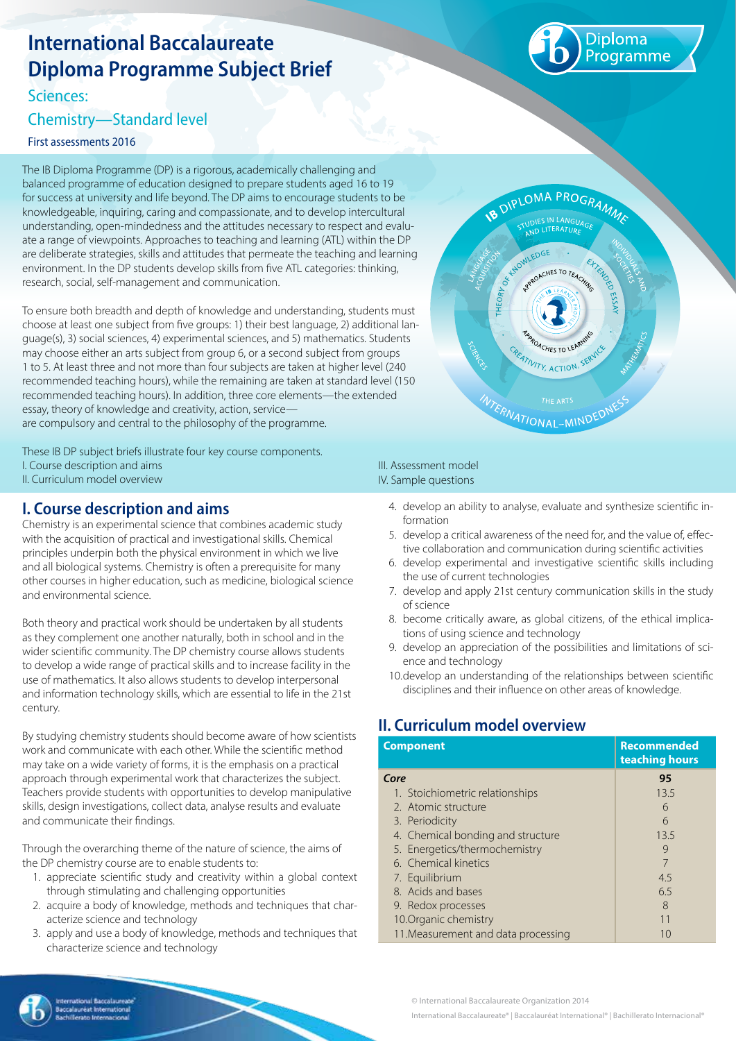# International Baccalaureate Diploma Programme Subject Brief

## Sciences:

## Chemistry—Standard level

First assessments 2016

The IB Diploma Programme (DP) is a rigorous, academically challenging and balanced programme of education designed to prepare students aged 16 to 19 for success at university and life beyond. The DP aims to encourage students to be knowledgeable, inquiring, caring and compassionate, and to develop intercultural understanding, open-mindedness and the attitudes necessary to respect and evaluate a range of viewpoints. Approaches to teaching and learning (ATL) within the DP are deliberate strategies, skills and attitudes that permeate the teaching and learning environment. In the DP students develop skills from five ATL categories: thinking, research, social, self-management and communication.

To ensure both breadth and depth of knowledge and understanding, students must choose at least one subject from five groups: 1) their best language, 2) additional language(s), 3) social sciences, 4) experimental sciences, and 5) mathematics. Students may choose either an arts subject from group 6, or a second subject from groups 1 to 5. At least three and not more than four subjects are taken at higher level (240 recommended teaching hours), while the remaining are taken at standard level (150 recommended teaching hours). In addition, three core elements—the extended essay, theory of knowledge and creativity, action, service—are compulsory and central to the philosophy of the programme.

These IB DP subject briefs illustrate four key course components.

I. Course description and aims
II. Curriculum model overview
III. Assessment model
IV. Sample questions

## I. Course description and aims

Chemistry is an experimental science that combines academic study with the acquisition of practical and investigational skills. Chemical principles underpin both the physical environment in which we live and all biological systems. Chemistry is often a prerequisite for many other courses in higher education, such as medicine, biological science and environmental science.

Both theory and practical work should be undertaken by all students as they complement one another naturally, both in school and in the wider scientific community. The DP chemistry course allows students to develop a wide range of practical skills and to increase facility in the use of mathematics. It also allows students to develop interpersonal and information technology skills, which are essential to life in the 21st century.

By studying chemistry students should become aware of how scientists work and communicate with each other. While the scientific method may take on a wide variety of forms, it is the emphasis on a practical approach through experimental work that characterizes the subject. Teachers provide students with opportunities to develop manipulative skills, design investigations, collect data, analyse results and evaluate and communicate their findings.

Through the overarching theme of the nature of science, the aims of the DP chemistry course are to enable students to:

1. appreciate scientific study and creativity within a global context through stimulating and challenging opportunities
2. acquire a body of knowledge, methods and techniques that characterize science and technology
3. apply and use a body of knowledge, methods and techniques that characterize science and technology
4. develop an ability to analyse, evaluate and synthesize scientific information
5. develop a critical awareness of the need for, and the value of, effective collaboration and communication during scientific activities
6. develop experimental and investigative scientific skills including the use of current technologies
7. develop and apply 21st century communication skills in the study of science
8. become critically aware, as global citizens, of the ethical implications of using science and technology
9. develop an appreciation of the possibilities and limitations of science and technology
10. develop an understanding of the relationships between scientific disciplines and their influence on other areas of knowledge.

## II. Curriculum model overview

| Component | Recommended teaching hours |
|---|---|
| ***Core*** | **95** |
| 1. Stoichiometric relationships | 13.5 |
| 2. Atomic structure | 6 |
| 3. Periodicity | 6 |
| 4. Chemical bonding and structure | 13.5 |
| 5. Energetics/thermochemistry | 9 |
| 6. Chemical kinetics | 7 |
| 7. Equilibrium | 4.5 |
| 8. Acids and bases | 6.5 |
| 9. Redox processes | 8 |
| 10. Organic chemistry | 11 |
| 11. Measurement and data processing | 10 |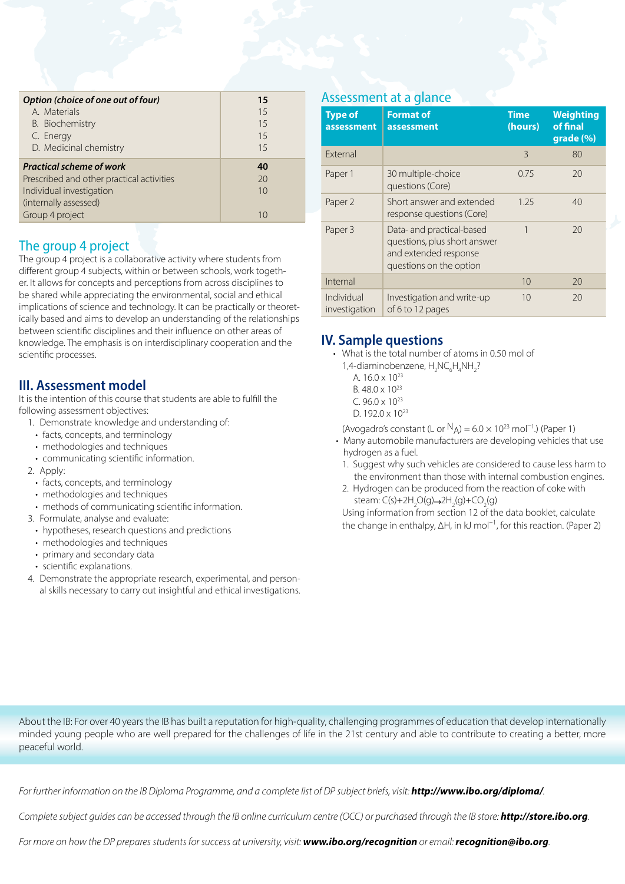| | |
|---|---|
| ***Option (choice of one out of four)*** | **15** |
| A. Materials | 15 |
| B. Biochemistry | 15 |
| C. Energy | 15 |
| D. Medicinal chemistry | 15 |
| ***Practical scheme of work*** | **40** |
| Prescribed and other practical activities | 20 |
| Individual investigation (internally assessed) | 10 |
| Group 4 project | 10 |

## The group 4 project

The group 4 project is a collaborative activity where students from different group 4 subjects, within or between schools, work together. It allows for concepts and perceptions from across disciplines to be shared while appreciating the environmental, social and ethical implications of science and technology. It can be practically or theoretically based and aims to develop an understanding of the relationships between scientific disciplines and their influence on other areas of knowledge. The emphasis is on interdisciplinary cooperation and the scientific processes.

## III. Assessment model

It is the intention of this course that students are able to fulfill the following assessment objectives:

1. Demonstrate knowledge and understanding of:
   - facts, concepts, and terminology
   - methodologies and techniques
   - communicating scientific information.
2. Apply:
   - facts, concepts, and terminology
   - methodologies and techniques
   - methods of communicating scientific information.
3. Formulate, analyse and evaluate:
   - hypotheses, research questions and predictions
   - methodologies and techniques
   - primary and secondary data
   - scientific explanations.
4. Demonstrate the appropriate research, experimental, and personal skills necessary to carry out insightful and ethical investigations.

## Assessment at a glance

| Type of assessment | Format of assessment | Time (hours) | Weighting of final grade (%) |
|---|---|---|---|
| External | | 3 | 80 |
| Paper 1 | 30 multiple-choice questions (Core) | 0.75 | 20 |
| Paper 2 | Short answer and extended response questions (Core) | 1.25 | 40 |
| Paper 3 | Data- and practical-based questions, plus short answer and extended response questions on the option | 1 | 20 |
| Internal | | 10 | 20 |
| Individual investigation | Investigation and write-up of 6 to 12 pages | 10 | 20 |

## IV. Sample questions

- What is the total number of atoms in 0.50 mol of 1,4-diaminobenzene, $H_2NC_6H_4NH_2$?
  - A. $16.0 \times 10^{23}$
  - B. $48.0 \times 10^{23}$
  - C. $96.0 \times 10^{23}$
  - D. $192.0 \times 10^{23}$

  (Avogadro's constant (L or $N_A$) = $6.0 \times 10^{23}$ $mol^{-1}$.) (Paper 1)
- Many automobile manufacturers are developing vehicles that use hydrogen as a fuel.
  1. Suggest why such vehicles are considered to cause less harm to the environment than those with internal combustion engines.
  2. Hydrogen can be produced from the reaction of coke with steam: $C(s)+2H_2O(g) \rightarrow 2H_2(g)+CO_2(g)$

  Using information from section 12 of the data booklet, calculate the change in enthalpy, ΔH, in kJ $mol^{-1}$, for this reaction. (Paper 2)

About the IB: For over 40 years the IB has built a reputation for high-quality, challenging programmes of education that develop internationally minded young people who are well prepared for the challenges of life in the 21st century and able to contribute to creating a better, more peaceful world.

*For further information on the IB Diploma Programme, and a complete list of DP subject briefs, visit:* ***http://www.ibo.org/diploma/****.*

*Complete subject guides can be accessed through the IB online curriculum centre (OCC) or purchased through the IB store:* ***http://store.ibo.org****.*

*For more on how the DP prepares students for success at university, visit:* ***www.ibo.org/recognition*** *or email:* ***recognition@ibo.org****.*